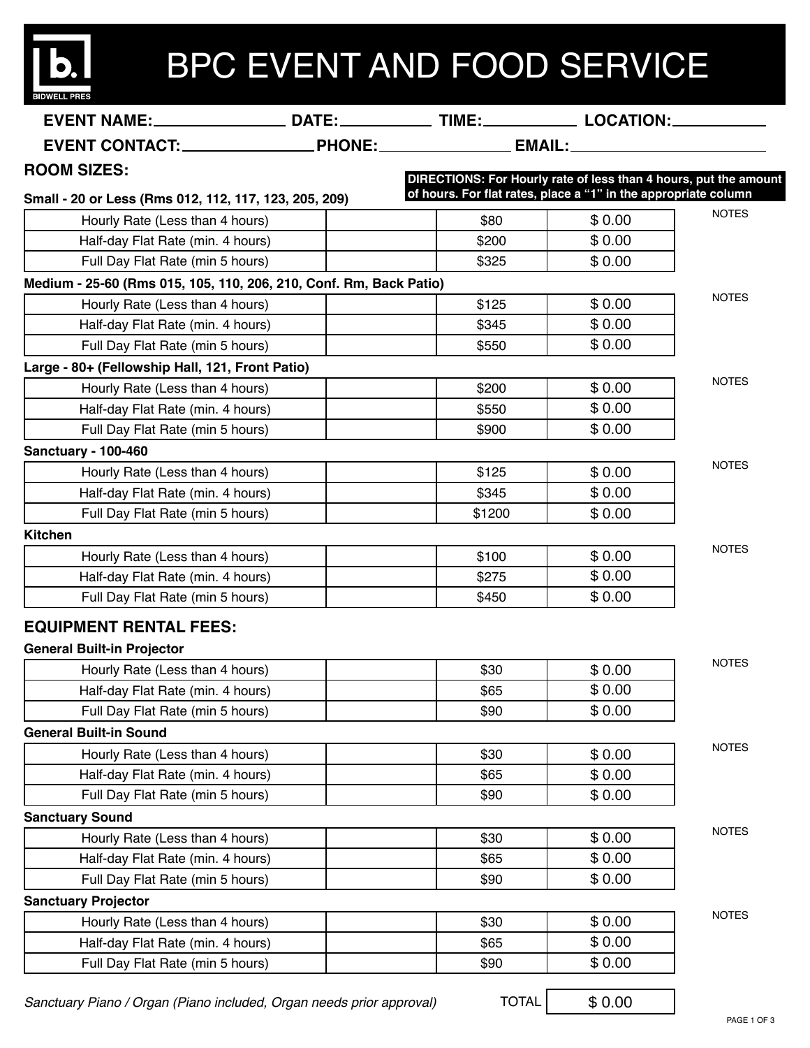# BPC EVENT AND FOOD SERVICE

**EVENT NAME:** ______________ **DATE:** __________ **TIME:** __________ **LOCATION:** __________

**EVENT CONTACT:** ______________ **PHONE:** ______________ **EMAIL:** ____________________

**DIRECTIONS: For Hourly rate of less than 4 hours, put the amount of hours. For flat rates, place a "1" in the appropriate column**

## ROOM SIZES:

**Small - 20 or Less (Rms 012, 112, 117, 123, 205, 209)**

| | | | | |
|---|---|---|---|---|
| Hourly Rate (Less than 4 hours) | | $80 | $ 0.00 | NOTES |
| Half-day Flat Rate (min. 4 hours) | | $200 | $ 0.00 | |
| Full Day Flat Rate (min 5 hours) | | $325 | $ 0.00 | |

**Medium - 25-60 (Rms 015, 105, 110, 206, 210, Conf. Rm, Back Patio)**

| | | | | |
|---|---|---|---|---|
| Hourly Rate (Less than 4 hours) | | $125 | $ 0.00 | NOTES |
| Half-day Flat Rate (min. 4 hours) | | $345 | $ 0.00 | |
| Full Day Flat Rate (min 5 hours) | | $550 | $ 0.00 | |

**Large - 80+ (Fellowship Hall, 121, Front Patio)**

| | | | | |
|---|---|---|---|---|
| Hourly Rate (Less than 4 hours) | | $200 | $ 0.00 | NOTES |
| Half-day Flat Rate (min. 4 hours) | | $550 | $ 0.00 | |
| Full Day Flat Rate (min 5 hours) | | $900 | $ 0.00 | |

**Sanctuary - 100-460**

| | | | | |
|---|---|---|---|---|
| Hourly Rate (Less than 4 hours) | | $125 | $ 0.00 | NOTES |
| Half-day Flat Rate (min. 4 hours) | | $345 | $ 0.00 | |
| Full Day Flat Rate (min 5 hours) | | $1200 | $ 0.00 | |

**Kitchen**

| | | | | |
|---|---|---|---|---|
| Hourly Rate (Less than 4 hours) | | $100 | $ 0.00 | NOTES |
| Half-day Flat Rate (min. 4 hours) | | $275 | $ 0.00 | |
| Full Day Flat Rate (min 5 hours) | | $450 | $ 0.00 | |

## EQUIPMENT RENTAL FEES:

**General Built-in Projector**

| | | | | |
|---|---|---|---|---|
| Hourly Rate (Less than 4 hours) | | $30 | $ 0.00 | NOTES |
| Half-day Flat Rate (min. 4 hours) | | $65 | $ 0.00 | |
| Full Day Flat Rate (min 5 hours) | | $90 | $ 0.00 | |

**General Built-in Sound**

| | | | | |
|---|---|---|---|---|
| Hourly Rate (Less than 4 hours) | | $30 | $ 0.00 | NOTES |
| Half-day Flat Rate (min. 4 hours) | | $65 | $ 0.00 | |
| Full Day Flat Rate (min 5 hours) | | $90 | $ 0.00 | |

**Sanctuary Sound**

| | | | | |
|---|---|---|---|---|
| Hourly Rate (Less than 4 hours) | | $30 | $ 0.00 | NOTES |
| Half-day Flat Rate (min. 4 hours) | | $65 | $ 0.00 | |
| Full Day Flat Rate (min 5 hours) | | $90 | $ 0.00 | |

**Sanctuary Projector**

| | | | | |
|---|---|---|---|---|
| Hourly Rate (Less than 4 hours) | | $30 | $ 0.00 | NOTES |
| Half-day Flat Rate (min. 4 hours) | | $65 | $ 0.00 | |
| Full Day Flat Rate (min 5 hours) | | $90 | $ 0.00 | |

*Sanctuary Piano / Organ (Piano included, Organ needs prior approval)*

TOTAL $ 0.00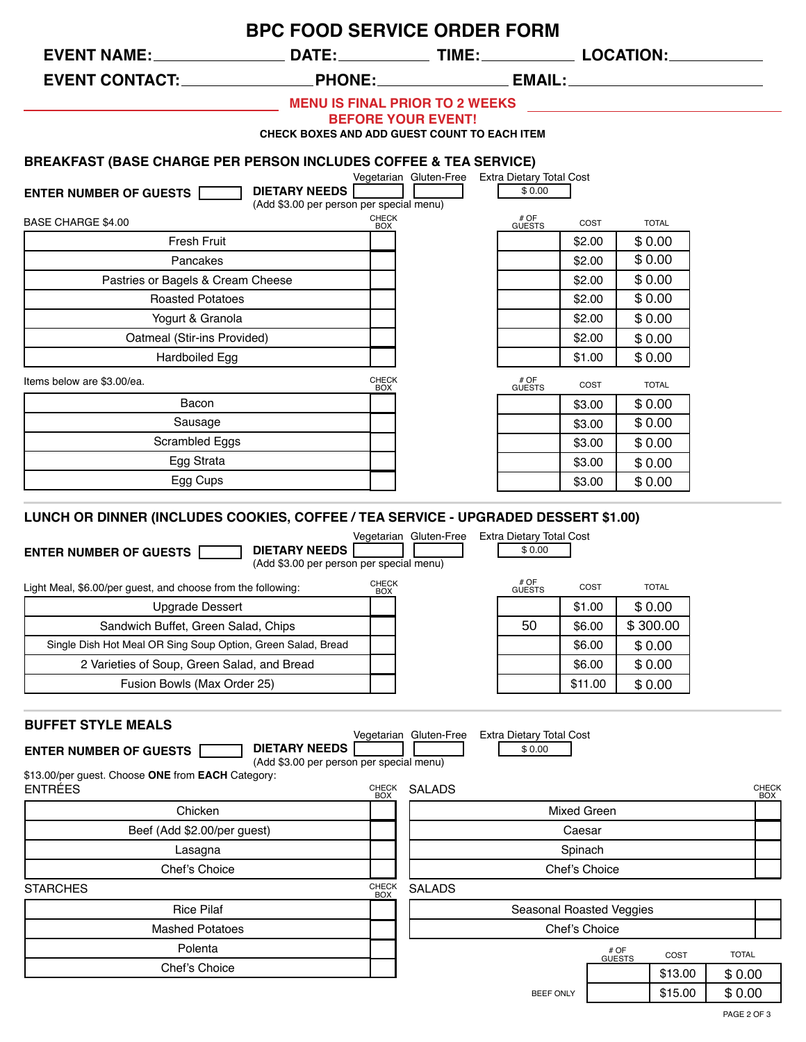# BPC FOOD SERVICE ORDER FORM

**EVENT NAME:** ______ **DATE:** ______ **TIME:** ______ **LOCATION:** ______

**EVENT CONTACT:** ______ **PHONE:** ______ **EMAIL:** ______

**MENU IS FINAL PRIOR TO 2 WEEKS BEFORE YOUR EVENT!**

**CHECK BOXES AND ADD GUEST COUNT TO EACH ITEM**

## BREAKFAST (BASE CHARGE PER PERSON INCLUDES COFFEE & TEA SERVICE)

**ENTER NUMBER OF GUESTS** ______ **DIETARY NEEDS** Vegetarian ______ Gluten-Free ______ Extra Dietary Total Cost $ 0.00

(Add $3.00 per person per special menu)

BASE CHARGE $4.00

| Item | CHECK BOX | # OF GUESTS | COST | TOTAL |
|---|---|---|---|---|
| Fresh Fruit | | | $2.00 | $ 0.00 |
| Pancakes | | | $2.00 | $ 0.00 |
| Pastries or Bagels & Cream Cheese | | | $2.00 | $ 0.00 |
| Roasted Potatoes | | | $2.00 | $ 0.00 |
| Yogurt & Granola | | | $2.00 | $ 0.00 |
| Oatmeal (Stir-ins Provided) | | | $2.00 | $ 0.00 |
| Hardboiled Egg | | | $1.00 | $ 0.00 |

Items below are $3.00/ea.

| Item | CHECK BOX | # OF GUESTS | COST | TOTAL |
|---|---|---|---|---|
| Bacon | | | $3.00 | $ 0.00 |
| Sausage | | | $3.00 | $ 0.00 |
| Scrambled Eggs | | | $3.00 | $ 0.00 |
| Egg Strata | | | $3.00 | $ 0.00 |
| Egg Cups | | | $3.00 | $ 0.00 |

## LUNCH OR DINNER (INCLUDES COOKIES, COFFEE / TEA SERVICE - UPGRADED DESSERT $1.00)

**ENTER NUMBER OF GUESTS** ______ **DIETARY NEEDS** Vegetarian ______ Gluten-Free ______ Extra Dietary Total Cost $ 0.00

(Add $3.00 per person per special menu)

Light Meal, $6.00/per guest, and choose from the following:

| Item | CHECK BOX | # OF GUESTS | COST | TOTAL |
|---|---|---|---|---|
| Upgrade Dessert | | | $1.00 | $ 0.00 |
| Sandwich Buffet, Green Salad, Chips | | 50 | $6.00 | $ 300.00 |
| Single Dish Hot Meal OR Sing Soup Option, Green Salad, Bread | | | $6.00 | $ 0.00 |
| 2 Varieties of Soup, Green Salad, and Bread | | | $6.00 | $ 0.00 |
| Fusion Bowls (Max Order 25) | | | $11.00 | $ 0.00 |

## BUFFET STYLE MEALS

**ENTER NUMBER OF GUESTS** ______ **DIETARY NEEDS** Vegetarian ______ Gluten-Free ______ Extra Dietary Total Cost $ 0.00

(Add $3.00 per person per special menu)

$13.00/per guest. Choose **ONE** from **EACH** Category:

| ENTRÉES | CHECK BOX |
|---|---|
| Chicken | |
| Beef (Add $2.00/per guest) | |
| Lasagna | |
| Chef's Choice | |

| SALADS | CHECK BOX |
|---|---|
| Mixed Green | |
| Caesar | |
| Spinach | |
| Chef's Choice | |

| STARCHES | CHECK BOX |
|---|---|
| Rice Pilaf | |
| Mashed Potatoes | |
| Polenta | |
| Chef's Choice | |

| SALADS | CHECK BOX |
|---|---|
| Seasonal Roasted Veggies | |
| Chef's Choice | |

| | # OF GUESTS | COST | TOTAL |
|---|---|---|---|
| | | $13.00 | $ 0.00 |
| BEEF ONLY | | $15.00 | $ 0.00 |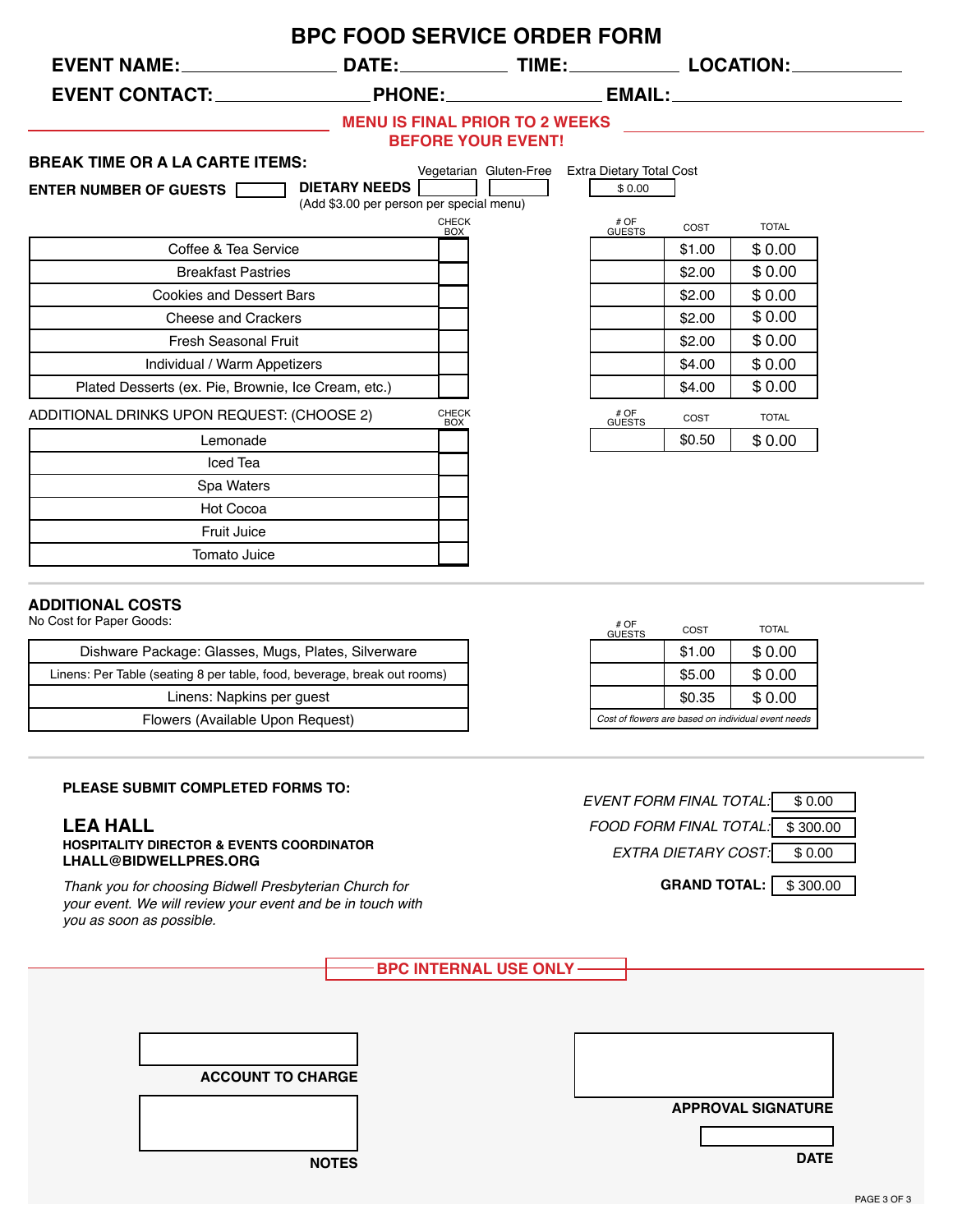# BPC FOOD SERVICE ORDER FORM

**EVENT NAME:** ______ **DATE:** ______ **TIME:** ______ **LOCATION:** ______

**EVENT CONTACT:** ______ **PHONE:** ______ **EMAIL:** ______

**MENU IS FINAL PRIOR TO 2 WEEKS BEFORE YOUR EVENT!**

## BREAK TIME OR A LA CARTE ITEMS:

**ENTER NUMBER OF GUESTS** [ ]

**DIETARY NEEDS** Vegetarian [ ] Gluten-Free [ ]
(Add $3.00 per person per special menu)

Extra Dietary Total Cost: $ 0.00

| Item | CHECK BOX | # OF GUESTS | COST | TOTAL |
|---|---|---|---|---|
| Coffee & Tea Service | | | $1.00 | $ 0.00 |
| Breakfast Pastries | | | $2.00 | $ 0.00 |
| Cookies and Dessert Bars | | | $2.00 | $ 0.00 |
| Cheese and Crackers | | | $2.00 | $ 0.00 |
| Fresh Seasonal Fruit | | | $2.00 | $ 0.00 |
| Individual / Warm Appetizers | | | $4.00 | $ 0.00 |
| Plated Desserts (ex. Pie, Brownie, Ice Cream, etc.) | | | $4.00 | $ 0.00 |

ADDITIONAL DRINKS UPON REQUEST: (CHOOSE 2)

| Item | CHECK BOX |
|---|---|
| Lemonade | |
| Iced Tea | |
| Spa Waters | |
| Hot Cocoa | |
| Fruit Juice | |
| Tomato Juice | |

| # OF GUESTS | COST | TOTAL |
|---|---|---|
| | $0.50 | $ 0.00 |

## ADDITIONAL COSTS

No Cost for Paper Goods:

| Item | # OF GUESTS | COST | TOTAL |
|---|---|---|---|
| Dishware Package: Glasses, Mugs, Plates, Silverware | | $1.00 | $ 0.00 |
| Linens: Per Table (seating 8 per table, food, beverage, break out rooms) | | $5.00 | $ 0.00 |
| Linens: Napkins per guest | | $0.35 | $ 0.00 |
| Flowers (Available Upon Request) | *Cost of flowers are based on individual event needs* | | |

**PLEASE SUBMIT COMPLETED FORMS TO:**

**LEA HALL**
**HOSPITALITY DIRECTOR & EVENTS COORDINATOR**
**LHALL@BIDWELLPRES.ORG**

*Thank you for choosing Bidwell Presbyterian Church for your event. We will review your event and be in touch with you as soon as possible.*

*EVENT FORM FINAL TOTAL:* $ 0.00
*FOOD FORM FINAL TOTAL:* $ 300.00
*EXTRA DIETARY COST:* $ 0.00
**GRAND TOTAL:** $ 300.00

**BPC INTERNAL USE ONLY**

**ACCOUNT TO CHARGE**

**NOTES**

**APPROVAL SIGNATURE**

**DATE**